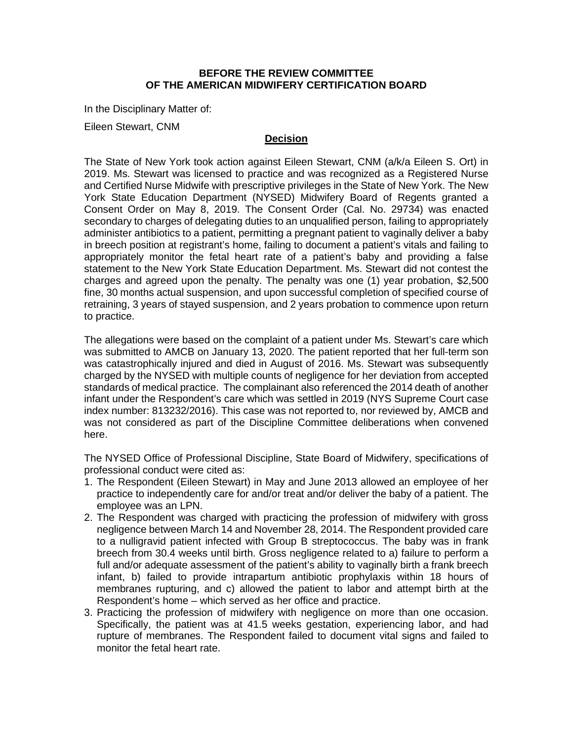**BEFORE THE REVIEW COMMITTEE**
**OF THE AMERICAN MIDWIFERY CERTIFICATION BOARD**

In the Disciplinary Matter of:

Eileen Stewart, CNM

## Decision

The State of New York took action against Eileen Stewart, CNM (a/k/a Eileen S. Ort) in 2019. Ms. Stewart was licensed to practice and was recognized as a Registered Nurse and Certified Nurse Midwife with prescriptive privileges in the State of New York. The New York State Education Department (NYSED) Midwifery Board of Regents granted a Consent Order on May 8, 2019. The Consent Order (Cal. No. 29734) was enacted secondary to charges of delegating duties to an unqualified person, failing to appropriately administer antibiotics to a patient, permitting a pregnant patient to vaginally deliver a baby in breech position at registrant's home, failing to document a patient's vitals and failing to appropriately monitor the fetal heart rate of a patient's baby and providing a false statement to the New York State Education Department. Ms. Stewart did not contest the charges and agreed upon the penalty. The penalty was one (1) year probation, $2,500 fine, 30 months actual suspension, and upon successful completion of specified course of retraining, 3 years of stayed suspension, and 2 years probation to commence upon return to practice.

The allegations were based on the complaint of a patient under Ms. Stewart's care which was submitted to AMCB on January 13, 2020. The patient reported that her full-term son was catastrophically injured and died in August of 2016. Ms. Stewart was subsequently charged by the NYSED with multiple counts of negligence for her deviation from accepted standards of medical practice. The complainant also referenced the 2014 death of another infant under the Respondent's care which was settled in 2019 (NYS Supreme Court case index number: 813232/2016). This case was not reported to, nor reviewed by, AMCB and was not considered as part of the Discipline Committee deliberations when convened here.

The NYSED Office of Professional Discipline, State Board of Midwifery, specifications of professional conduct were cited as:

1. The Respondent (Eileen Stewart) in May and June 2013 allowed an employee of her practice to independently care for and/or treat and/or deliver the baby of a patient. The employee was an LPN.
2. The Respondent was charged with practicing the profession of midwifery with gross negligence between March 14 and November 28, 2014. The Respondent provided care to a nulligravid patient infected with Group B streptococcus. The baby was in frank breech from 30.4 weeks until birth. Gross negligence related to a) failure to perform a full and/or adequate assessment of the patient's ability to vaginally birth a frank breech infant, b) failed to provide intrapartum antibiotic prophylaxis within 18 hours of membranes rupturing, and c) allowed the patient to labor and attempt birth at the Respondent's home – which served as her office and practice.
3. Practicing the profession of midwifery with negligence on more than one occasion. Specifically, the patient was at 41.5 weeks gestation, experiencing labor, and had rupture of membranes. The Respondent failed to document vital signs and failed to monitor the fetal heart rate.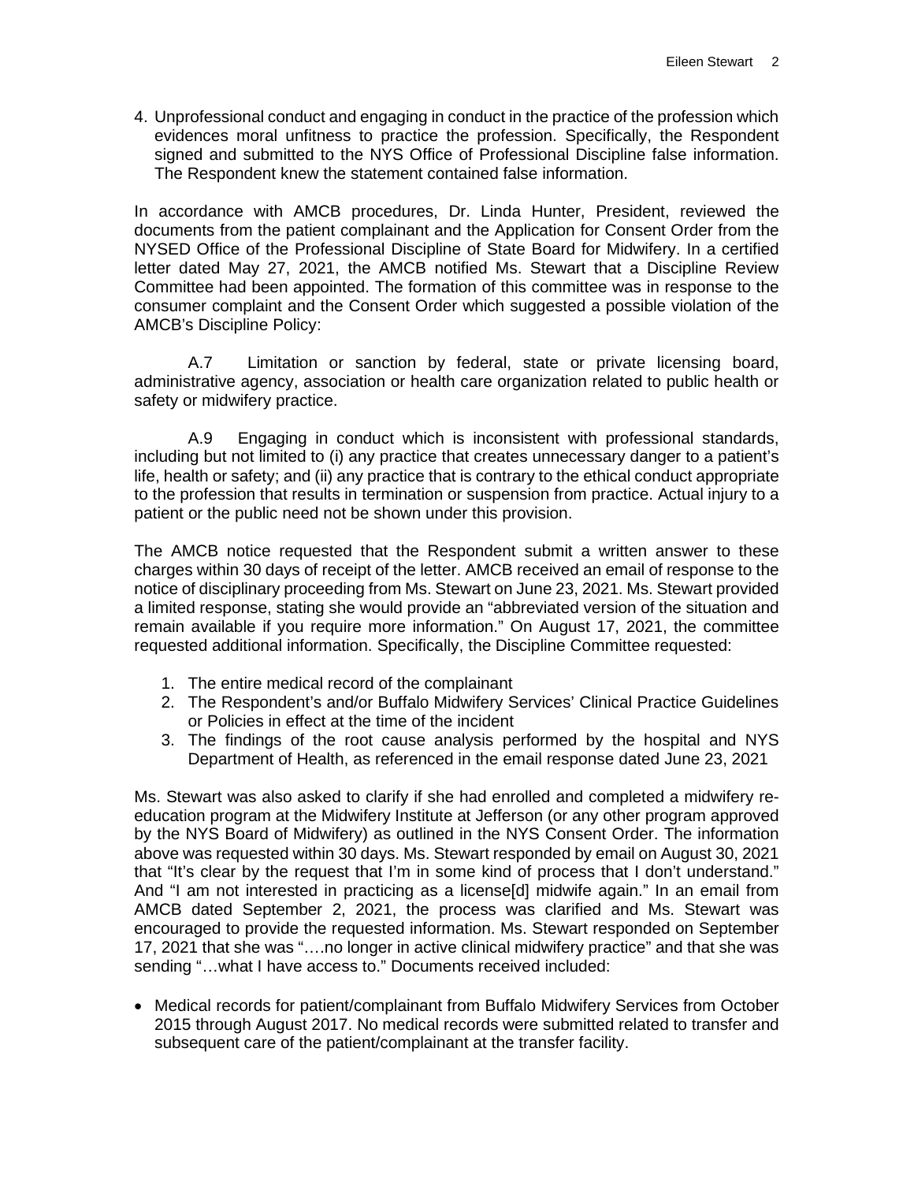4. Unprofessional conduct and engaging in conduct in the practice of the profession which evidences moral unfitness to practice the profession. Specifically, the Respondent signed and submitted to the NYS Office of Professional Discipline false information. The Respondent knew the statement contained false information.

In accordance with AMCB procedures, Dr. Linda Hunter, President, reviewed the documents from the patient complainant and the Application for Consent Order from the NYSED Office of the Professional Discipline of State Board for Midwifery. In a certified letter dated May 27, 2021, the AMCB notified Ms. Stewart that a Discipline Review Committee had been appointed. The formation of this committee was in response to the consumer complaint and the Consent Order which suggested a possible violation of the AMCB's Discipline Policy:

A.7 Limitation or sanction by federal, state or private licensing board, administrative agency, association or health care organization related to public health or safety or midwifery practice.

A.9 Engaging in conduct which is inconsistent with professional standards, including but not limited to (i) any practice that creates unnecessary danger to a patient's life, health or safety; and (ii) any practice that is contrary to the ethical conduct appropriate to the profession that results in termination or suspension from practice. Actual injury to a patient or the public need not be shown under this provision.

The AMCB notice requested that the Respondent submit a written answer to these charges within 30 days of receipt of the letter. AMCB received an email of response to the notice of disciplinary proceeding from Ms. Stewart on June 23, 2021. Ms. Stewart provided a limited response, stating she would provide an "abbreviated version of the situation and remain available if you require more information." On August 17, 2021, the committee requested additional information. Specifically, the Discipline Committee requested:

1. The entire medical record of the complainant
2. The Respondent's and/or Buffalo Midwifery Services' Clinical Practice Guidelines or Policies in effect at the time of the incident
3. The findings of the root cause analysis performed by the hospital and NYS Department of Health, as referenced in the email response dated June 23, 2021

Ms. Stewart was also asked to clarify if she had enrolled and completed a midwifery re-education program at the Midwifery Institute at Jefferson (or any other program approved by the NYS Board of Midwifery) as outlined in the NYS Consent Order. The information above was requested within 30 days. Ms. Stewart responded by email on August 30, 2021 that "It's clear by the request that I'm in some kind of process that I don't understand." And "I am not interested in practicing as a license[d] midwife again." In an email from AMCB dated September 2, 2021, the process was clarified and Ms. Stewart was encouraged to provide the requested information. Ms. Stewart responded on September 17, 2021 that she was "….no longer in active clinical midwifery practice" and that she was sending "…what I have access to." Documents received included:

- Medical records for patient/complainant from Buffalo Midwifery Services from October 2015 through August 2017. No medical records were submitted related to transfer and subsequent care of the patient/complainant at the transfer facility.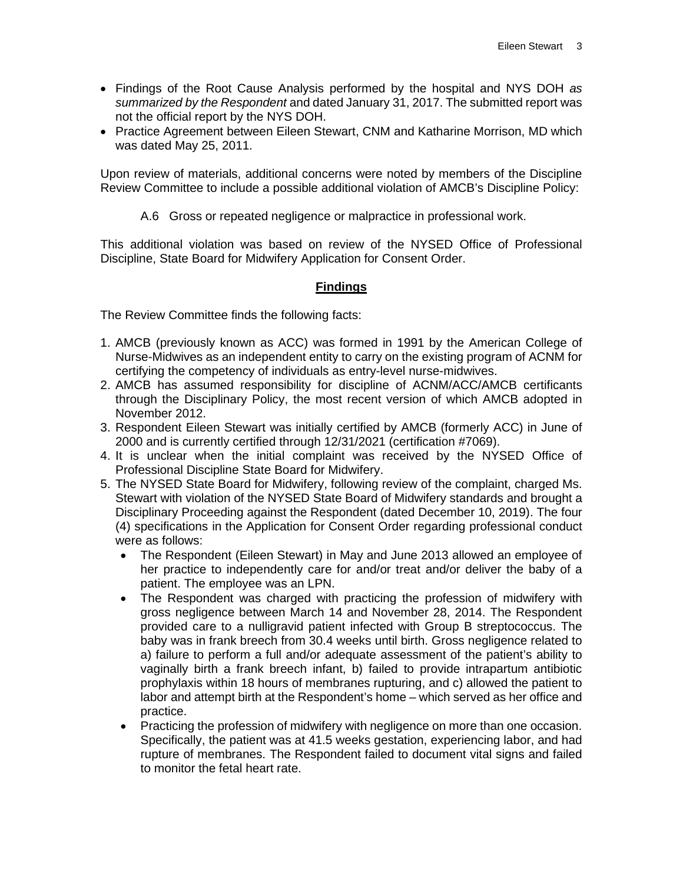- Findings of the Root Cause Analysis performed by the hospital and NYS DOH *as summarized by the Respondent* and dated January 31, 2017. The submitted report was not the official report by the NYS DOH.
- Practice Agreement between Eileen Stewart, CNM and Katharine Morrison, MD which was dated May 25, 2011.

Upon review of materials, additional concerns were noted by members of the Discipline Review Committee to include a possible additional violation of AMCB's Discipline Policy:

> A.6 Gross or repeated negligence or malpractice in professional work.

This additional violation was based on review of the NYSED Office of Professional Discipline, State Board for Midwifery Application for Consent Order.

## **Findings**

The Review Committee finds the following facts:

1. AMCB (previously known as ACC) was formed in 1991 by the American College of Nurse-Midwives as an independent entity to carry on the existing program of ACNM for certifying the competency of individuals as entry-level nurse-midwives.
2. AMCB has assumed responsibility for discipline of ACNM/ACC/AMCB certificants through the Disciplinary Policy, the most recent version of which AMCB adopted in November 2012.
3. Respondent Eileen Stewart was initially certified by AMCB (formerly ACC) in June of 2000 and is currently certified through 12/31/2021 (certification #7069).
4. It is unclear when the initial complaint was received by the NYSED Office of Professional Discipline State Board for Midwifery.
5. The NYSED State Board for Midwifery, following review of the complaint, charged Ms. Stewart with violation of the NYSED State Board of Midwifery standards and brought a Disciplinary Proceeding against the Respondent (dated December 10, 2019). The four (4) specifications in the Application for Consent Order regarding professional conduct were as follows:
   - The Respondent (Eileen Stewart) in May and June 2013 allowed an employee of her practice to independently care for and/or treat and/or deliver the baby of a patient. The employee was an LPN.
   - The Respondent was charged with practicing the profession of midwifery with gross negligence between March 14 and November 28, 2014. The Respondent provided care to a nulligravid patient infected with Group B streptococcus. The baby was in frank breech from 30.4 weeks until birth. Gross negligence related to a) failure to perform a full and/or adequate assessment of the patient's ability to vaginally birth a frank breech infant, b) failed to provide intrapartum antibiotic prophylaxis within 18 hours of membranes rupturing, and c) allowed the patient to labor and attempt birth at the Respondent's home – which served as her office and practice.
   - Practicing the profession of midwifery with negligence on more than one occasion. Specifically, the patient was at 41.5 weeks gestation, experiencing labor, and had rupture of membranes. The Respondent failed to document vital signs and failed to monitor the fetal heart rate.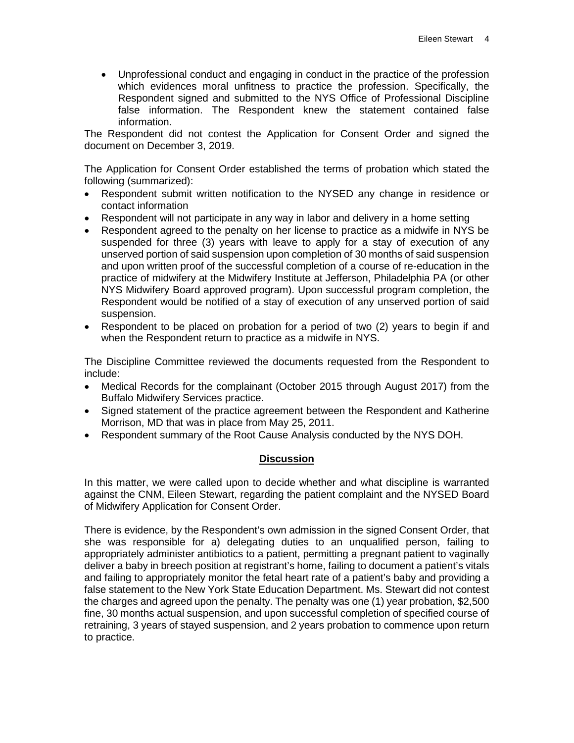- Unprofessional conduct and engaging in conduct in the practice of the profession which evidences moral unfitness to practice the profession. Specifically, the Respondent signed and submitted to the NYS Office of Professional Discipline false information. The Respondent knew the statement contained false information.

The Respondent did not contest the Application for Consent Order and signed the document on December 3, 2019.

The Application for Consent Order established the terms of probation which stated the following (summarized):

- Respondent submit written notification to the NYSED any change in residence or contact information
- Respondent will not participate in any way in labor and delivery in a home setting
- Respondent agreed to the penalty on her license to practice as a midwife in NYS be suspended for three (3) years with leave to apply for a stay of execution of any unserved portion of said suspension upon completion of 30 months of said suspension and upon written proof of the successful completion of a course of re-education in the practice of midwifery at the Midwifery Institute at Jefferson, Philadelphia PA (or other NYS Midwifery Board approved program). Upon successful program completion, the Respondent would be notified of a stay of execution of any unserved portion of said suspension.
- Respondent to be placed on probation for a period of two (2) years to begin if and when the Respondent return to practice as a midwife in NYS.

The Discipline Committee reviewed the documents requested from the Respondent to include:

- Medical Records for the complainant (October 2015 through August 2017) from the Buffalo Midwifery Services practice.
- Signed statement of the practice agreement between the Respondent and Katherine Morrison, MD that was in place from May 25, 2011.
- Respondent summary of the Root Cause Analysis conducted by the NYS DOH.

## Discussion

In this matter, we were called upon to decide whether and what discipline is warranted against the CNM, Eileen Stewart, regarding the patient complaint and the NYSED Board of Midwifery Application for Consent Order.

There is evidence, by the Respondent's own admission in the signed Consent Order, that she was responsible for a) delegating duties to an unqualified person, failing to appropriately administer antibiotics to a patient, permitting a pregnant patient to vaginally deliver a baby in breech position at registrant's home, failing to document a patient's vitals and failing to appropriately monitor the fetal heart rate of a patient's baby and providing a false statement to the New York State Education Department. Ms. Stewart did not contest the charges and agreed upon the penalty. The penalty was one (1) year probation, $2,500 fine, 30 months actual suspension, and upon successful completion of specified course of retraining, 3 years of stayed suspension, and 2 years probation to commence upon return to practice.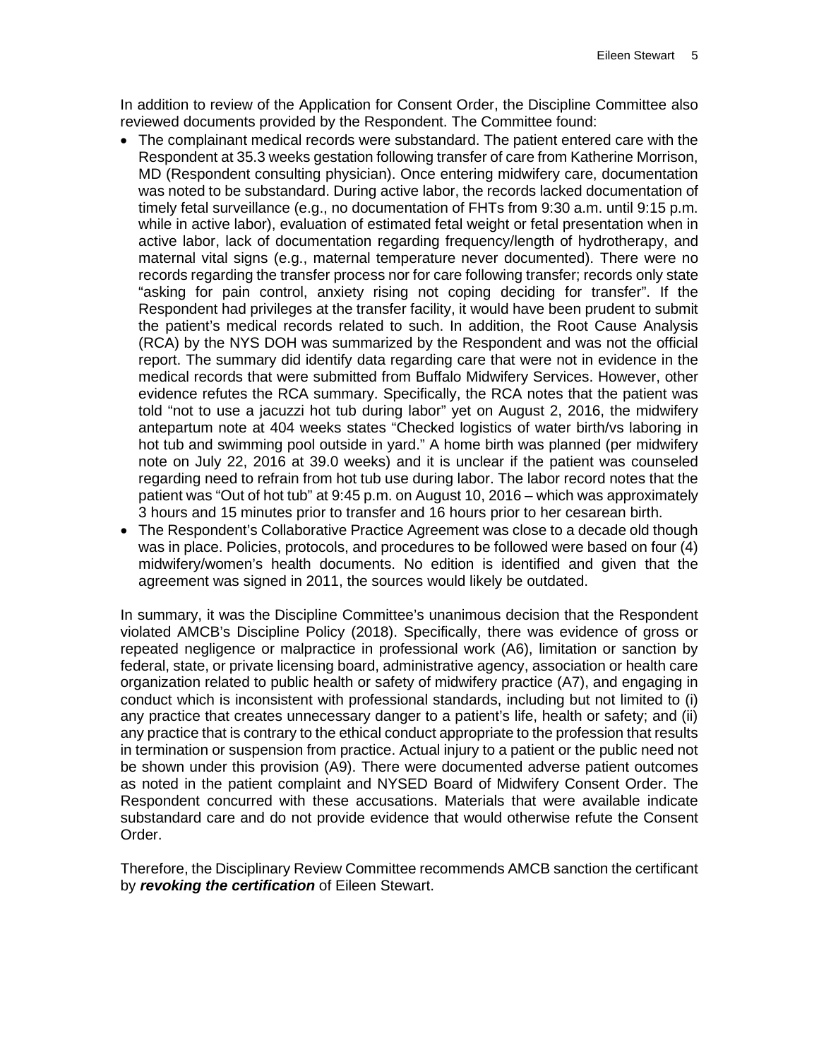In addition to review of the Application for Consent Order, the Discipline Committee also reviewed documents provided by the Respondent. The Committee found:

- The complainant medical records were substandard. The patient entered care with the Respondent at 35.3 weeks gestation following transfer of care from Katherine Morrison, MD (Respondent consulting physician). Once entering midwifery care, documentation was noted to be substandard. During active labor, the records lacked documentation of timely fetal surveillance (e.g., no documentation of FHTs from 9:30 a.m. until 9:15 p.m. while in active labor), evaluation of estimated fetal weight or fetal presentation when in active labor, lack of documentation regarding frequency/length of hydrotherapy, and maternal vital signs (e.g., maternal temperature never documented). There were no records regarding the transfer process nor for care following transfer; records only state "asking for pain control, anxiety rising not coping deciding for transfer". If the Respondent had privileges at the transfer facility, it would have been prudent to submit the patient's medical records related to such. In addition, the Root Cause Analysis (RCA) by the NYS DOH was summarized by the Respondent and was not the official report. The summary did identify data regarding care that were not in evidence in the medical records that were submitted from Buffalo Midwifery Services. However, other evidence refutes the RCA summary. Specifically, the RCA notes that the patient was told "not to use a jacuzzi hot tub during labor" yet on August 2, 2016, the midwifery antepartum note at 404 weeks states "Checked logistics of water birth/vs laboring in hot tub and swimming pool outside in yard." A home birth was planned (per midwifery note on July 22, 2016 at 39.0 weeks) and it is unclear if the patient was counseled regarding need to refrain from hot tub use during labor. The labor record notes that the patient was "Out of hot tub" at 9:45 p.m. on August 10, 2016 – which was approximately 3 hours and 15 minutes prior to transfer and 16 hours prior to her cesarean birth.
- The Respondent's Collaborative Practice Agreement was close to a decade old though was in place. Policies, protocols, and procedures to be followed were based on four (4) midwifery/women's health documents. No edition is identified and given that the agreement was signed in 2011, the sources would likely be outdated.

In summary, it was the Discipline Committee's unanimous decision that the Respondent violated AMCB's Discipline Policy (2018). Specifically, there was evidence of gross or repeated negligence or malpractice in professional work (A6), limitation or sanction by federal, state, or private licensing board, administrative agency, association or health care organization related to public health or safety of midwifery practice (A7), and engaging in conduct which is inconsistent with professional standards, including but not limited to (i) any practice that creates unnecessary danger to a patient's life, health or safety; and (ii) any practice that is contrary to the ethical conduct appropriate to the profession that results in termination or suspension from practice. Actual injury to a patient or the public need not be shown under this provision (A9). There were documented adverse patient outcomes as noted in the patient complaint and NYSED Board of Midwifery Consent Order. The Respondent concurred with these accusations. Materials that were available indicate substandard care and do not provide evidence that would otherwise refute the Consent Order.

Therefore, the Disciplinary Review Committee recommends AMCB sanction the certificant by ***revoking the certification*** of Eileen Stewart.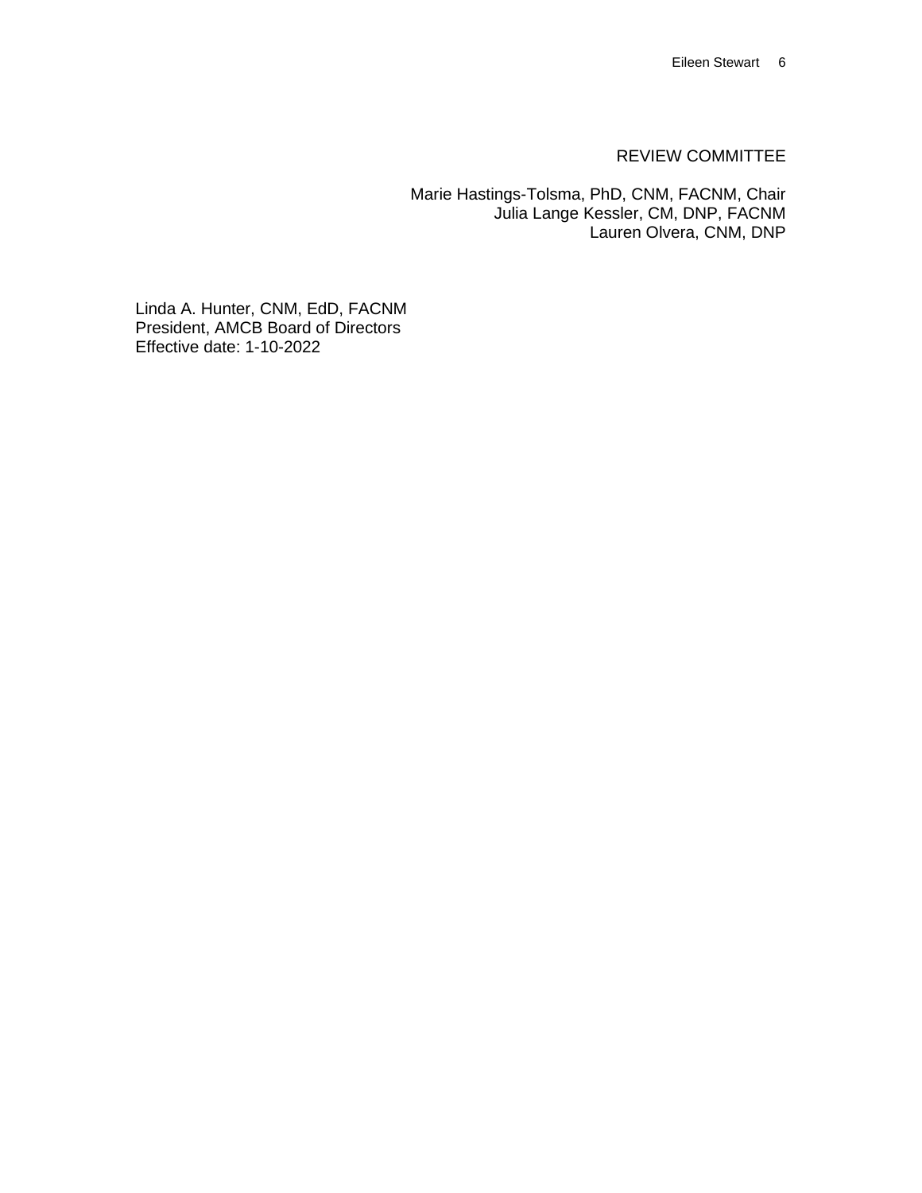REVIEW COMMITTEE

Marie Hastings-Tolsma, PhD, CNM, FACNM, Chair
Julia Lange Kessler, CM, DNP, FACNM
Lauren Olvera, CNM, DNP

Linda A. Hunter, CNM, EdD, FACNM
President, AMCB Board of Directors
Effective date: 1-10-2022